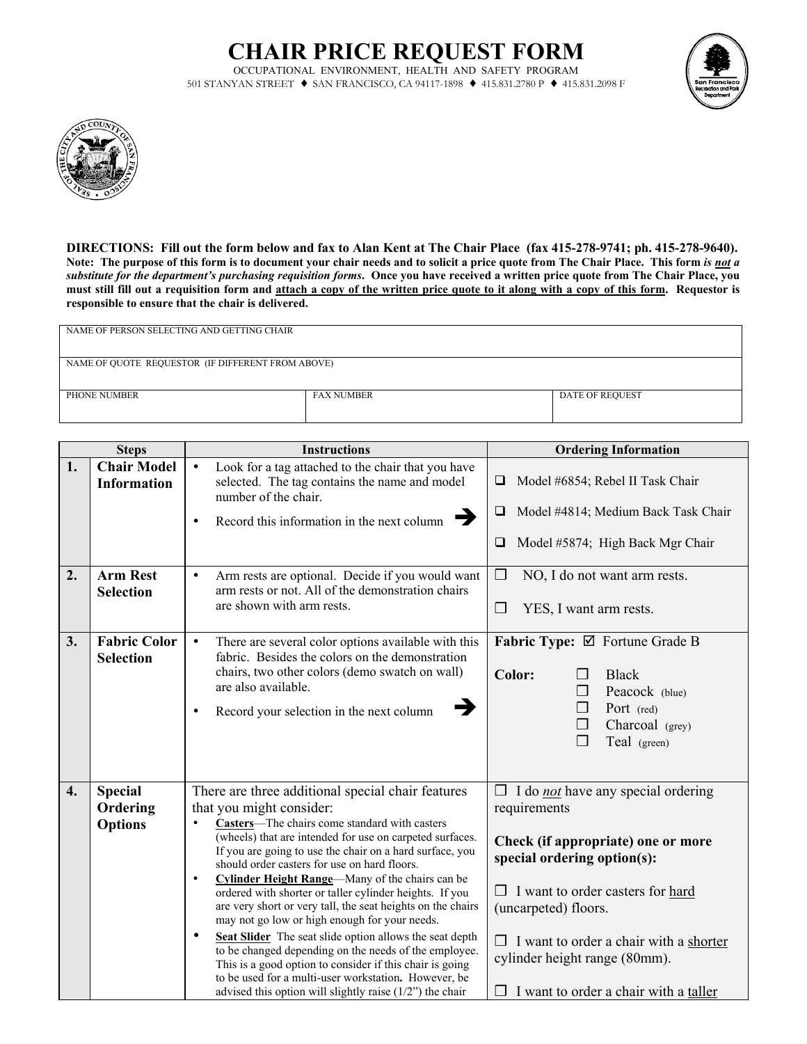# CHAIR PRICE REQUEST FORM

OCCUPATIONAL ENVIRONMENT, HEALTH AND SAFETY PROGRAM

501 STANYAN STREET ♦ SAN FRANCISCO, CA 94117-1898 ♦ 415.831.2780 P ♦ 415.831.2098 F

**DIRECTIONS: Fill out the form below and fax to Alan Kent at The Chair Place (fax 415-278-9741; ph. 415-278-9640).**
**Note: The purpose of this form is to document your chair needs and to solicit a price quote from The Chair Place. This form *is not* a substitute for the department's purchasing requisition forms. Once you have received a written price quote from The Chair Place, you must still fill out a requisition form and attach a copy of the written price quote to it along with a copy of this form. Requestor is responsible to ensure that the chair is delivered.**

| NAME OF PERSON SELECTING AND GETTING CHAIR | | |
|---|---|---|
| NAME OF QUOTE REQUESTOR (IF DIFFERENT FROM ABOVE) | | |
| PHONE NUMBER | FAX NUMBER | DATE OF REQUEST |

| Steps | | Instructions | Ordering Information |
|---|---|---|---|
| 1. | **Chair Model Information** | • Look for a tag attached to the chair that you have selected. The tag contains the name and model number of the chair.<br>• Record this information in the next column ➔ | ☐ Model #6854; Rebel II Task Chair<br>☐ Model #4814; Medium Back Task Chair<br>☐ Model #5874; High Back Mgr Chair |
| 2. | **Arm Rest Selection** | • Arm rests are optional. Decide if you would want arm rests or not. All of the demonstration chairs are shown with arm rests. | ☐ NO, I do not want arm rests.<br>☐ YES, I want arm rests. |
| 3. | **Fabric Color Selection** | • There are several color options available with this fabric. Besides the colors on the demonstration chairs, two other colors (demo swatch on wall) are also available.<br>• Record your selection in the next column ➔ | **Fabric Type:** ☑ Fortune Grade B<br>**Color:** ☐ Black<br>☐ Peacock (blue)<br>☐ Port (red)<br>☐ Charcoal (grey)<br>☐ Teal (green) |
| 4. | **Special Ordering Options** | There are three additional special chair features that you might consider:<br>• <u>**Casters**</u>—The chairs come standard with casters (wheels) that are intended for use on carpeted surfaces. If you are going to use the chair on a hard surface, you should order casters for use on hard floors.<br>• <u>**Cylinder Height Range**</u>—Many of the chairs can be ordered with shorter or taller cylinder heights. If you are very short or very tall, the seat heights on the chairs may not go low or high enough for your needs.<br>• <u>**Seat Slider**</u> The seat slide option allows the seat depth to be changed depending on the needs of the employee. This is a good option to consider if this chair is going to be used for a multi-user workstation. However, be advised this option will slightly raise (1/2") the chair | ☐ I do *not* have any special ordering requirements<br>**Check (if appropriate) one or more special ordering option(s):**<br>☐ I want to order casters for <u>hard</u> (uncarpeted) floors.<br>☐ I want to order a chair with a <u>shorter</u> cylinder height range (80mm).<br>☐ I want to order a chair with a <u>taller</u> |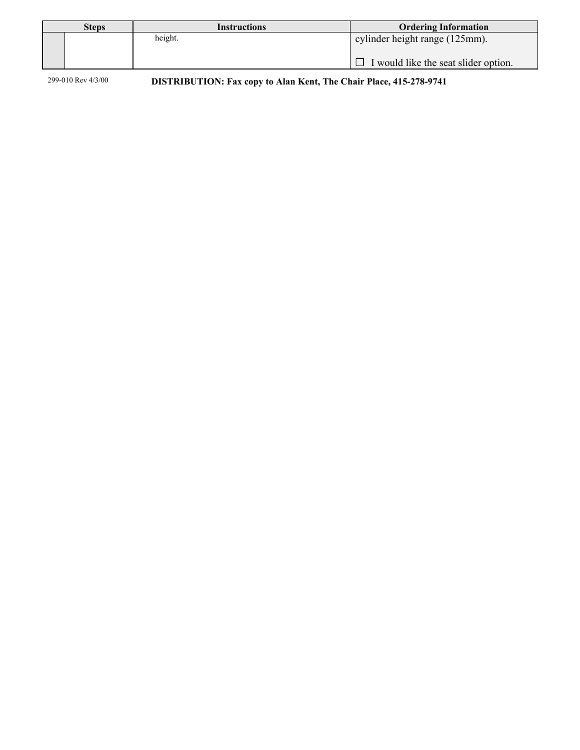| Steps | | Instructions | Ordering Information |
|---|---|---|---|
| | | height. | cylinder height range (125mm).<br><br>❑ I would like the seat slider option. |

299-010 Rev 4/3/00

**DISTRIBUTION: Fax copy to Alan Kent, The Chair Place, 415-278-9741**